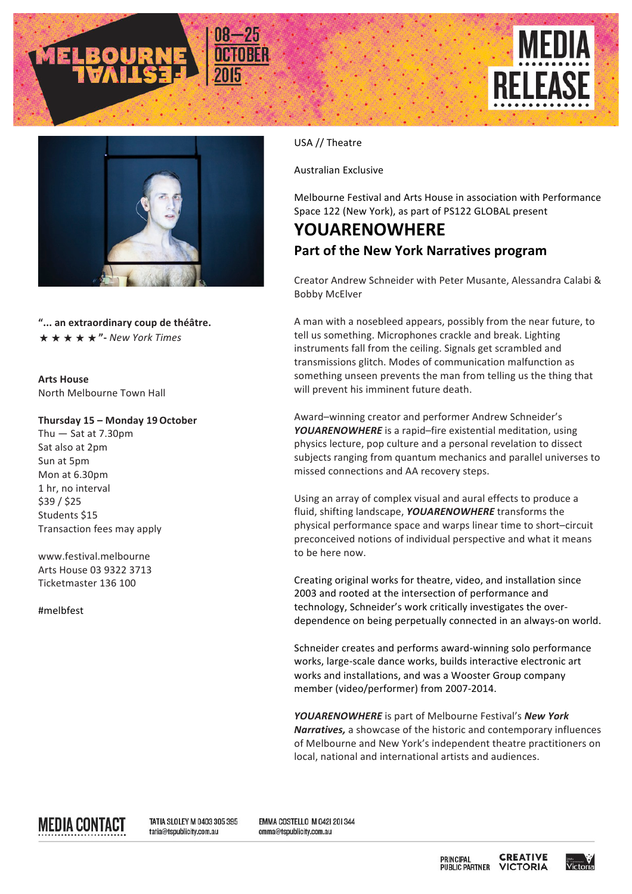MELBOURNE FESTIVAL 08—25 OCTOBER 2015

MEDIA RELEASE

**"... an extraordinary coup de théâtre.**
★ ★ ★ ★ ★**"-** *New York Times*

**Arts House**
North Melbourne Town Hall

**Thursday 15 – Monday 19 October**
Thu — Sat at 7.30pm
Sat also at 2pm
Sun at 5pm
Mon at 6.30pm
1 hr, no interval
$39 / $25
Students $15
Transaction fees may apply

www.festival.melbourne
Arts House 03 9322 3713
Ticketmaster 136 100

#melbfest

USA // Theatre

Australian Exclusive

Melbourne Festival and Arts House in association with Performance Space 122 (New York), as part of PS122 GLOBAL present

# YOUARENOWHERE

## Part of the New York Narratives program

Creator Andrew Schneider with Peter Musante, Alessandra Calabi & Bobby McElver

A man with a nosebleed appears, possibly from the near future, to tell us something. Microphones crackle and break. Lighting instruments fall from the ceiling. Signals get scrambled and transmissions glitch. Modes of communication malfunction as something unseen prevents the man from telling us the thing that will prevent his imminent future death.

Award–winning creator and performer Andrew Schneider's ***YOUARENOWHERE*** is a rapid–fire existential meditation, using physics lecture, pop culture and a personal revelation to dissect subjects ranging from quantum mechanics and parallel universes to missed connections and AA recovery steps.

Using an array of complex visual and aural effects to produce a fluid, shifting landscape, ***YOUARENOWHERE*** transforms the physical performance space and warps linear time to short–circuit preconceived notions of individual perspective and what it means to be here now.

Creating original works for theatre, video, and installation since 2003 and rooted at the intersection of performance and technology, Schneider's work critically investigates the over-dependence on being perpetually connected in an always-on world.

Schneider creates and performs award-winning solo performance works, large-scale dance works, builds interactive electronic art works and installations, and was a Wooster Group company member (video/performer) from 2007-2014.

***YOUARENOWHERE*** is part of Melbourne Festival's ***New York Narratives,*** a showcase of the historic and contemporary influences of Melbourne and New York's independent theatre practitioners on local, national and international artists and audiences.

**MEDIA CONTACT**

TATIA SLOLEY M 0403 305 395
tatia@tspublicity.com.au

EMMA COSTELLO M 0421 201 344
emma@tspublicity.com.au

PRINCIPAL PUBLIC PARTNER CREATIVE VICTORIA Victoria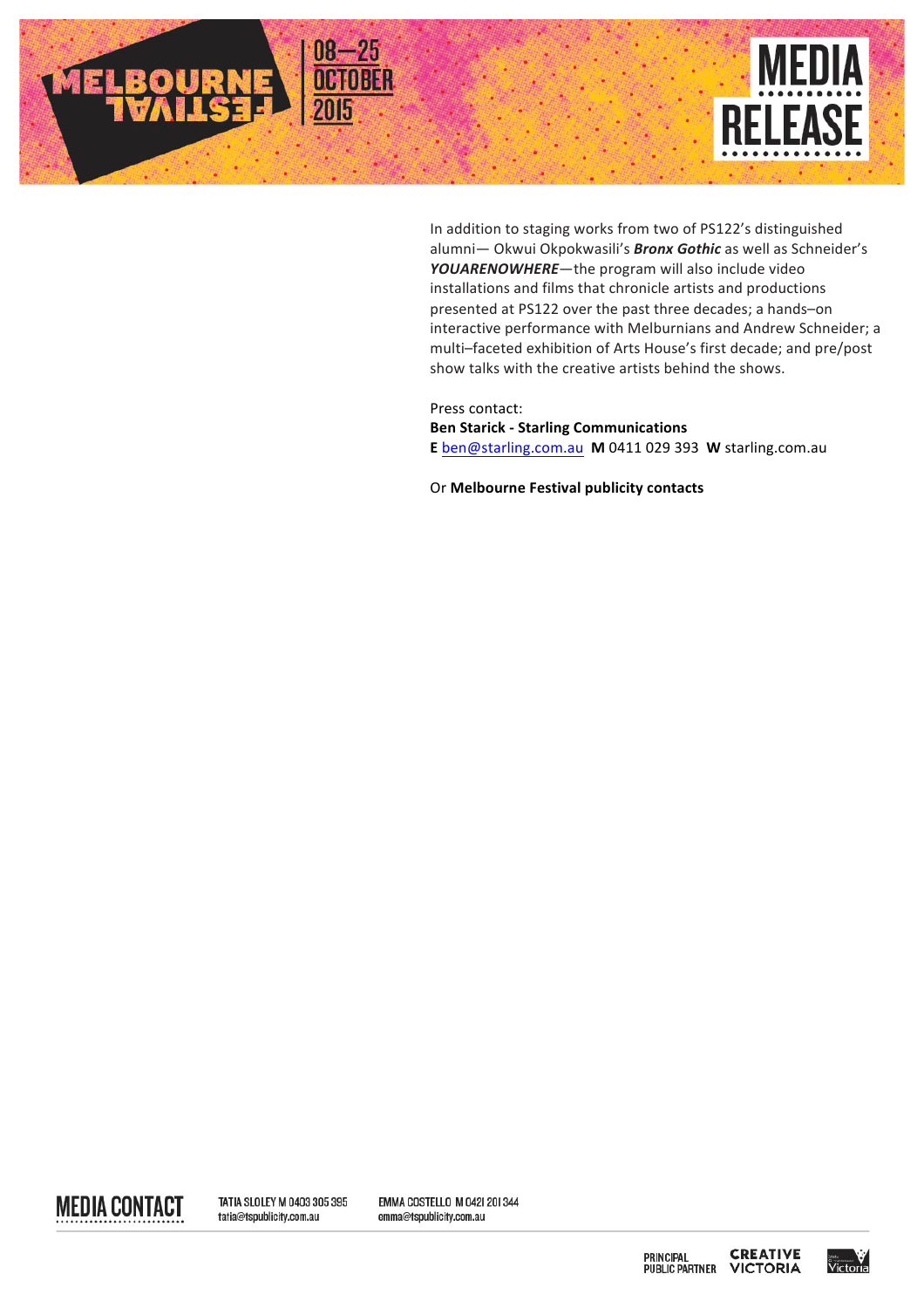In addition to staging works from two of PS122's distinguished alumni— Okwui Okpokwasili's ***Bronx Gothic*** as well as Schneider's ***YOUARENOWHERE***—the program will also include video installations and films that chronicle artists and productions presented at PS122 over the past three decades; a hands–on interactive performance with Melburnians and Andrew Schneider; a multi–faceted exhibition of Arts House's first decade; and pre/post show talks with the creative artists behind the shows.

Press contact:
**Ben Starick - Starling Communications**
**E** ben@starling.com.au **M** 0411 029 393 **W** starling.com.au

Or **Melbourne Festival publicity contacts**

MEDIA CONTACT

TATIA SLOLEY M 0403 305 395
tatia@tspublicity.com.au

EMMA COSTELLO M 0421 201 344
emma@tspublicity.com.au